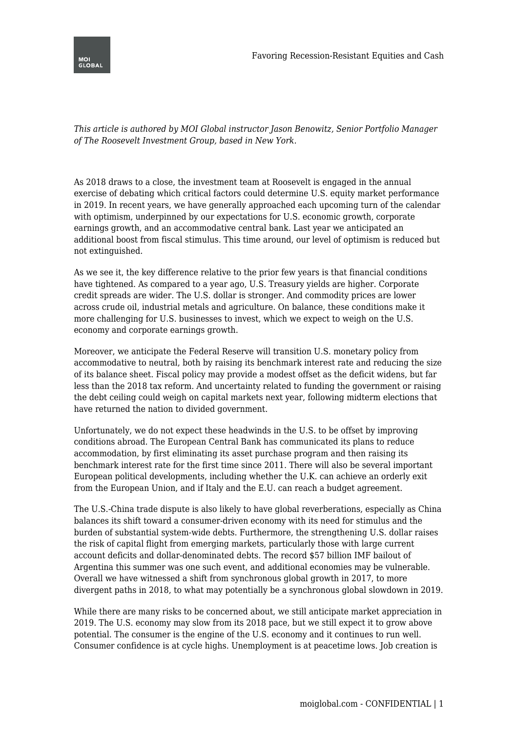*This article is authored by MOI Global instructor Jason Benowitz, Senior Portfolio Manager of The Roosevelt Investment Group, based in New York.*

As 2018 draws to a close, the investment team at Roosevelt is engaged in the annual exercise of debating which critical factors could determine U.S. equity market performance in 2019. In recent years, we have generally approached each upcoming turn of the calendar with optimism, underpinned by our expectations for U.S. economic growth, corporate earnings growth, and an accommodative central bank. Last year we anticipated an additional boost from fiscal stimulus. This time around, our level of optimism is reduced but not extinguished.

As we see it, the key difference relative to the prior few years is that financial conditions have tightened. As compared to a year ago, U.S. Treasury yields are higher. Corporate credit spreads are wider. The U.S. dollar is stronger. And commodity prices are lower across crude oil, industrial metals and agriculture. On balance, these conditions make it more challenging for U.S. businesses to invest, which we expect to weigh on the U.S. economy and corporate earnings growth.

Moreover, we anticipate the Federal Reserve will transition U.S. monetary policy from accommodative to neutral, both by raising its benchmark interest rate and reducing the size of its balance sheet. Fiscal policy may provide a modest offset as the deficit widens, but far less than the 2018 tax reform. And uncertainty related to funding the government or raising the debt ceiling could weigh on capital markets next year, following midterm elections that have returned the nation to divided government.

Unfortunately, we do not expect these headwinds in the U.S. to be offset by improving conditions abroad. The European Central Bank has communicated its plans to reduce accommodation, by first eliminating its asset purchase program and then raising its benchmark interest rate for the first time since 2011. There will also be several important European political developments, including whether the U.K. can achieve an orderly exit from the European Union, and if Italy and the E.U. can reach a budget agreement.

The U.S.-China trade dispute is also likely to have global reverberations, especially as China balances its shift toward a consumer-driven economy with its need for stimulus and the burden of substantial system-wide debts. Furthermore, the strengthening U.S. dollar raises the risk of capital flight from emerging markets, particularly those with large current account deficits and dollar-denominated debts. The record $57 billion IMF bailout of Argentina this summer was one such event, and additional economies may be vulnerable. Overall we have witnessed a shift from synchronous global growth in 2017, to more divergent paths in 2018, to what may potentially be a synchronous global slowdown in 2019.

While there are many risks to be concerned about, we still anticipate market appreciation in 2019. The U.S. economy may slow from its 2018 pace, but we still expect it to grow above potential. The consumer is the engine of the U.S. economy and it continues to run well. Consumer confidence is at cycle highs. Unemployment is at peacetime lows. Job creation is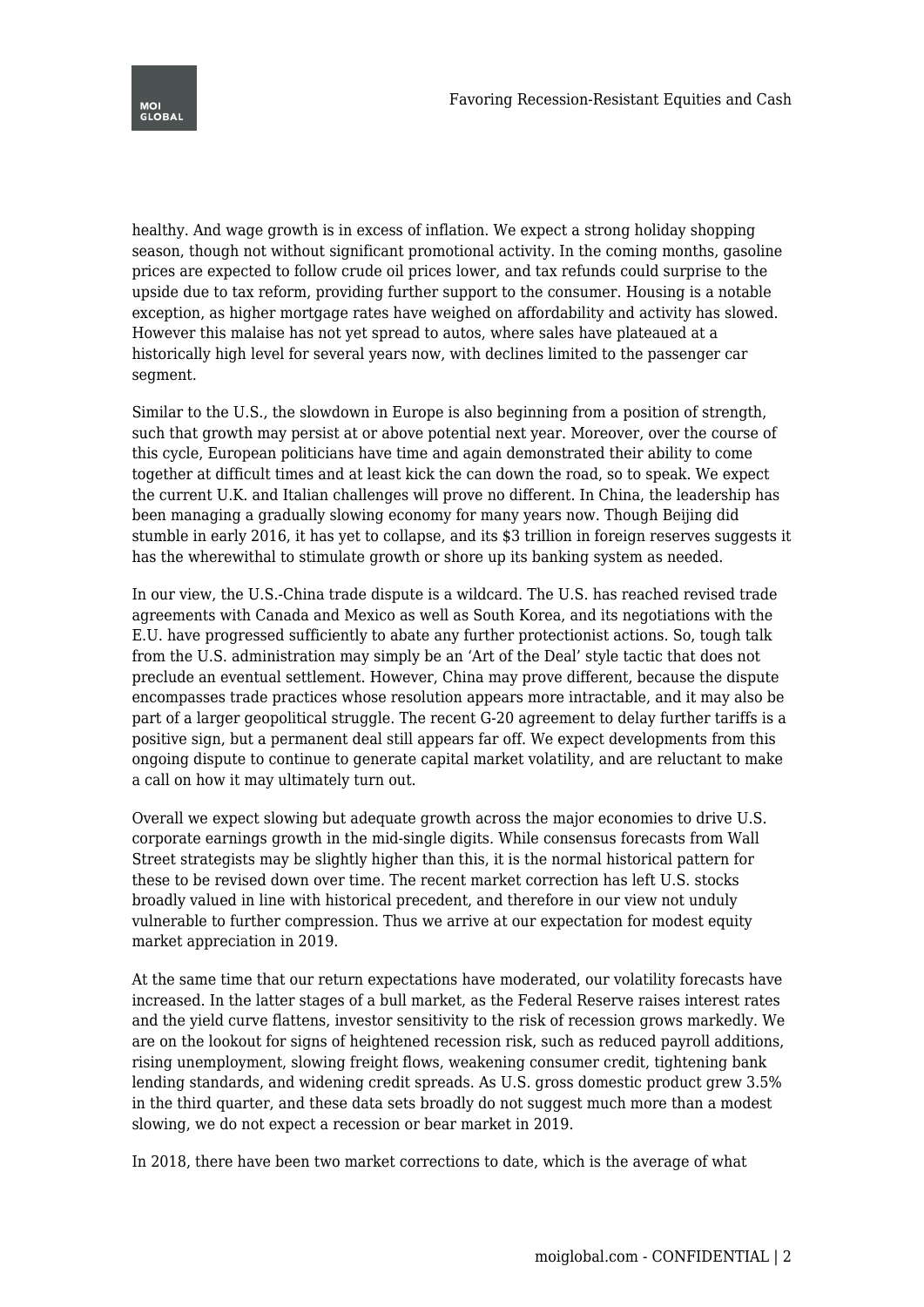healthy. And wage growth is in excess of inflation. We expect a strong holiday shopping season, though not without significant promotional activity. In the coming months, gasoline prices are expected to follow crude oil prices lower, and tax refunds could surprise to the upside due to tax reform, providing further support to the consumer. Housing is a notable exception, as higher mortgage rates have weighed on affordability and activity has slowed. However this malaise has not yet spread to autos, where sales have plateaued at a historically high level for several years now, with declines limited to the passenger car segment.

Similar to the U.S., the slowdown in Europe is also beginning from a position of strength, such that growth may persist at or above potential next year. Moreover, over the course of this cycle, European politicians have time and again demonstrated their ability to come together at difficult times and at least kick the can down the road, so to speak. We expect the current U.K. and Italian challenges will prove no different. In China, the leadership has been managing a gradually slowing economy for many years now. Though Beijing did stumble in early 2016, it has yet to collapse, and its $3 trillion in foreign reserves suggests it has the wherewithal to stimulate growth or shore up its banking system as needed.

In our view, the U.S.-China trade dispute is a wildcard. The U.S. has reached revised trade agreements with Canada and Mexico as well as South Korea, and its negotiations with the E.U. have progressed sufficiently to abate any further protectionist actions. So, tough talk from the U.S. administration may simply be an 'Art of the Deal' style tactic that does not preclude an eventual settlement. However, China may prove different, because the dispute encompasses trade practices whose resolution appears more intractable, and it may also be part of a larger geopolitical struggle. The recent G-20 agreement to delay further tariffs is a positive sign, but a permanent deal still appears far off. We expect developments from this ongoing dispute to continue to generate capital market volatility, and are reluctant to make a call on how it may ultimately turn out.

Overall we expect slowing but adequate growth across the major economies to drive U.S. corporate earnings growth in the mid-single digits. While consensus forecasts from Wall Street strategists may be slightly higher than this, it is the normal historical pattern for these to be revised down over time. The recent market correction has left U.S. stocks broadly valued in line with historical precedent, and therefore in our view not unduly vulnerable to further compression. Thus we arrive at our expectation for modest equity market appreciation in 2019.

At the same time that our return expectations have moderated, our volatility forecasts have increased. In the latter stages of a bull market, as the Federal Reserve raises interest rates and the yield curve flattens, investor sensitivity to the risk of recession grows markedly. We are on the lookout for signs of heightened recession risk, such as reduced payroll additions, rising unemployment, slowing freight flows, weakening consumer credit, tightening bank lending standards, and widening credit spreads. As U.S. gross domestic product grew 3.5% in the third quarter, and these data sets broadly do not suggest much more than a modest slowing, we do not expect a recession or bear market in 2019.

In 2018, there have been two market corrections to date, which is the average of what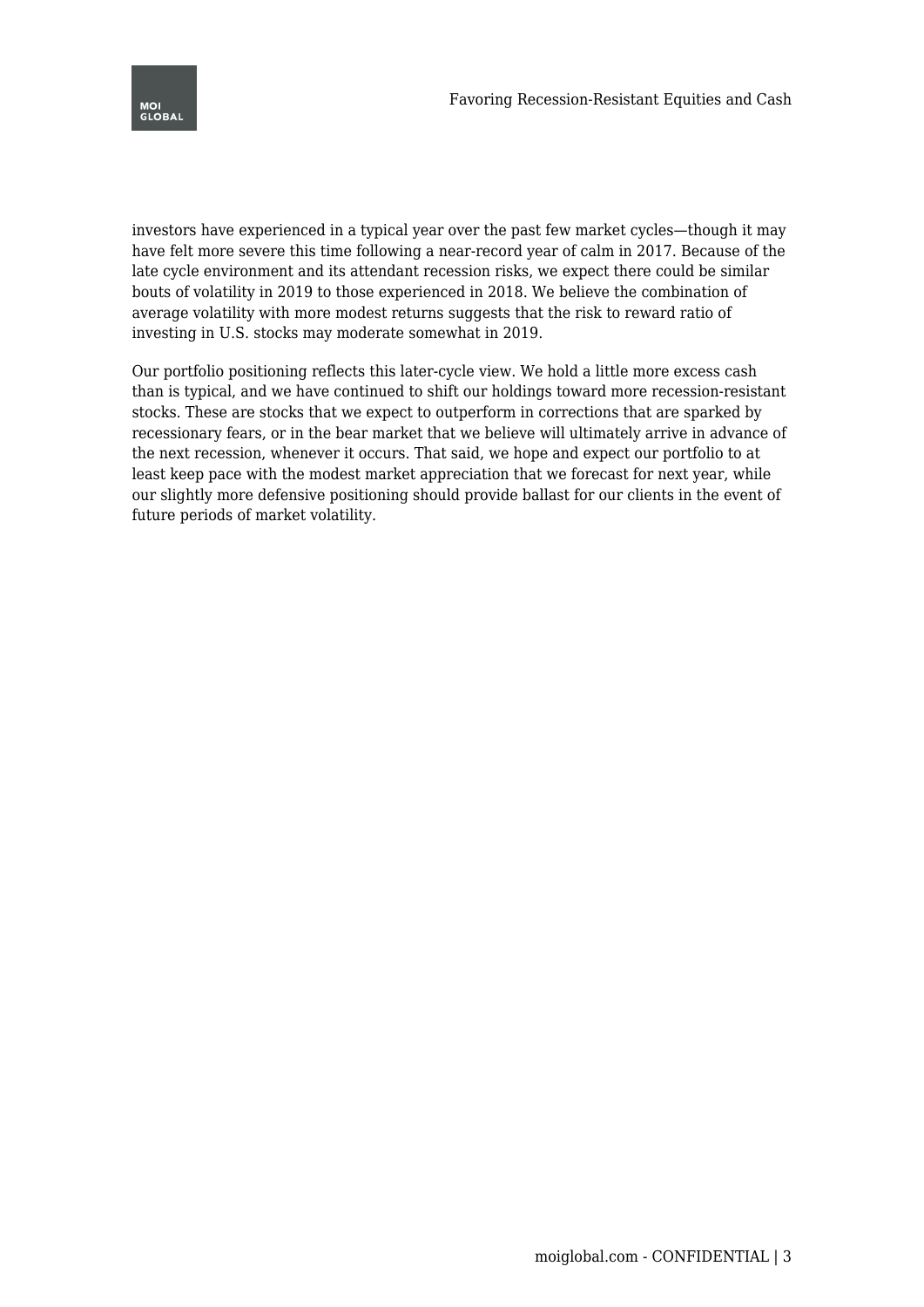investors have experienced in a typical year over the past few market cycles—though it may have felt more severe this time following a near-record year of calm in 2017. Because of the late cycle environment and its attendant recession risks, we expect there could be similar bouts of volatility in 2019 to those experienced in 2018. We believe the combination of average volatility with more modest returns suggests that the risk to reward ratio of investing in U.S. stocks may moderate somewhat in 2019.

Our portfolio positioning reflects this later-cycle view. We hold a little more excess cash than is typical, and we have continued to shift our holdings toward more recession-resistant stocks. These are stocks that we expect to outperform in corrections that are sparked by recessionary fears, or in the bear market that we believe will ultimately arrive in advance of the next recession, whenever it occurs. That said, we hope and expect our portfolio to at least keep pace with the modest market appreciation that we forecast for next year, while our slightly more defensive positioning should provide ballast for our clients in the event of future periods of market volatility.